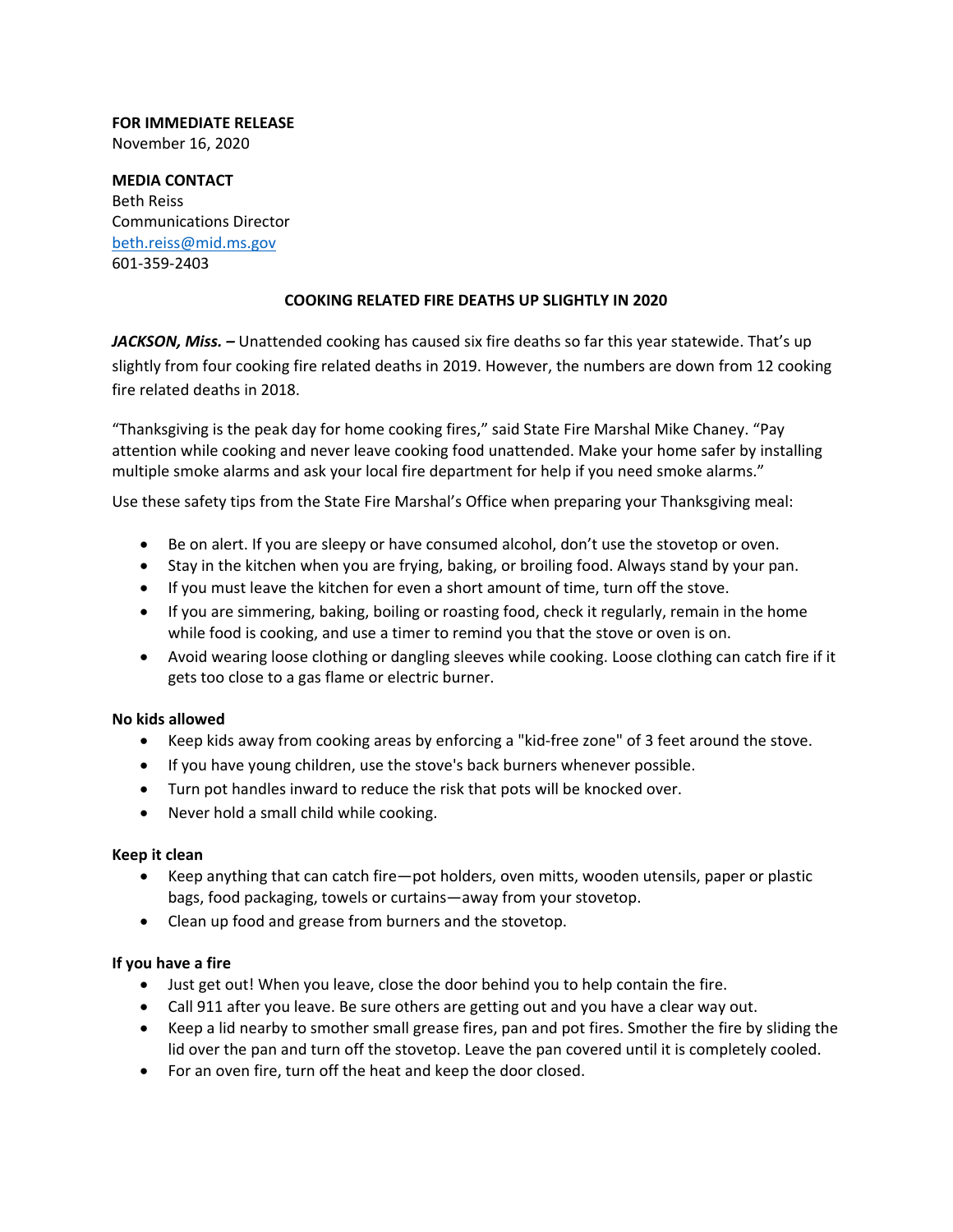**FOR IMMEDIATE RELEASE**
November 16, 2020

**MEDIA CONTACT**
Beth Reiss
Communications Director
beth.reiss@mid.ms.gov
601-359-2403

## COOKING RELATED FIRE DEATHS UP SLIGHTLY IN 2020

***JACKSON, Miss.*** **–** Unattended cooking has caused six fire deaths so far this year statewide. That's up slightly from four cooking fire related deaths in 2019. However, the numbers are down from 12 cooking fire related deaths in 2018.

"Thanksgiving is the peak day for home cooking fires," said State Fire Marshal Mike Chaney. "Pay attention while cooking and never leave cooking food unattended. Make your home safer by installing multiple smoke alarms and ask your local fire department for help if you need smoke alarms."

Use these safety tips from the State Fire Marshal's Office when preparing your Thanksgiving meal:

- Be on alert. If you are sleepy or have consumed alcohol, don't use the stovetop or oven.
- Stay in the kitchen when you are frying, baking, or broiling food. Always stand by your pan.
- If you must leave the kitchen for even a short amount of time, turn off the stove.
- If you are simmering, baking, boiling or roasting food, check it regularly, remain in the home while food is cooking, and use a timer to remind you that the stove or oven is on.
- Avoid wearing loose clothing or dangling sleeves while cooking. Loose clothing can catch fire if it gets too close to a gas flame or electric burner.

### No kids allowed

- Keep kids away from cooking areas by enforcing a "kid-free zone" of 3 feet around the stove.
- If you have young children, use the stove's back burners whenever possible.
- Turn pot handles inward to reduce the risk that pots will be knocked over.
- Never hold a small child while cooking.

### Keep it clean

- Keep anything that can catch fire—pot holders, oven mitts, wooden utensils, paper or plastic bags, food packaging, towels or curtains—away from your stovetop.
- Clean up food and grease from burners and the stovetop.

### If you have a fire

- Just get out! When you leave, close the door behind you to help contain the fire.
- Call 911 after you leave. Be sure others are getting out and you have a clear way out.
- Keep a lid nearby to smother small grease fires, pan and pot fires. Smother the fire by sliding the lid over the pan and turn off the stovetop. Leave the pan covered until it is completely cooled.
- For an oven fire, turn off the heat and keep the door closed.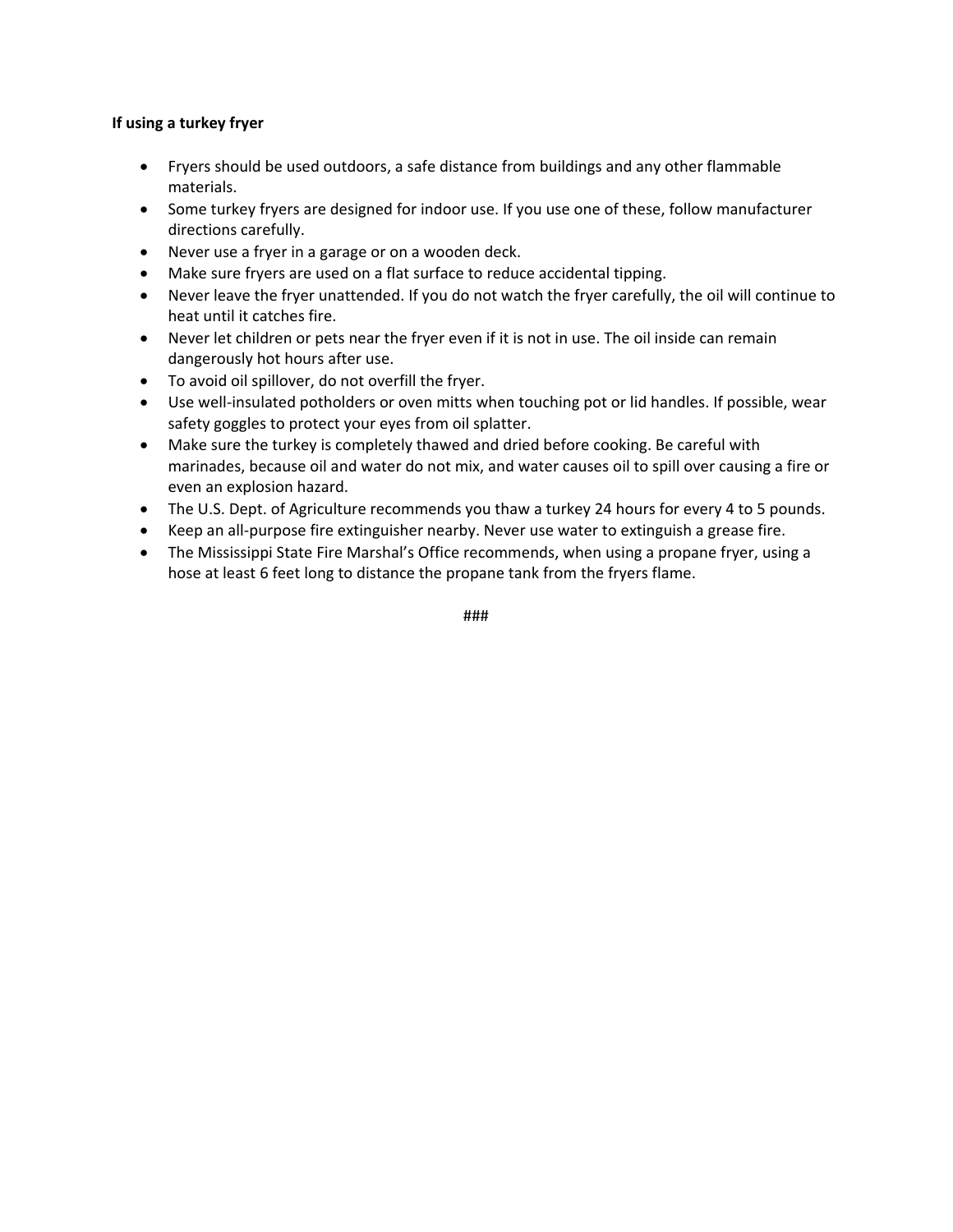**If using a turkey fryer**

- Fryers should be used outdoors, a safe distance from buildings and any other flammable materials.
- Some turkey fryers are designed for indoor use. If you use one of these, follow manufacturer directions carefully.
- Never use a fryer in a garage or on a wooden deck.
- Make sure fryers are used on a flat surface to reduce accidental tipping.
- Never leave the fryer unattended. If you do not watch the fryer carefully, the oil will continue to heat until it catches fire.
- Never let children or pets near the fryer even if it is not in use. The oil inside can remain dangerously hot hours after use.
- To avoid oil spillover, do not overfill the fryer.
- Use well-insulated potholders or oven mitts when touching pot or lid handles. If possible, wear safety goggles to protect your eyes from oil splatter.
- Make sure the turkey is completely thawed and dried before cooking. Be careful with marinades, because oil and water do not mix, and water causes oil to spill over causing a fire or even an explosion hazard.
- The U.S. Dept. of Agriculture recommends you thaw a turkey 24 hours for every 4 to 5 pounds.
- Keep an all-purpose fire extinguisher nearby. Never use water to extinguish a grease fire.
- The Mississippi State Fire Marshal's Office recommends, when using a propane fryer, using a hose at least 6 feet long to distance the propane tank from the fryers flame.

###